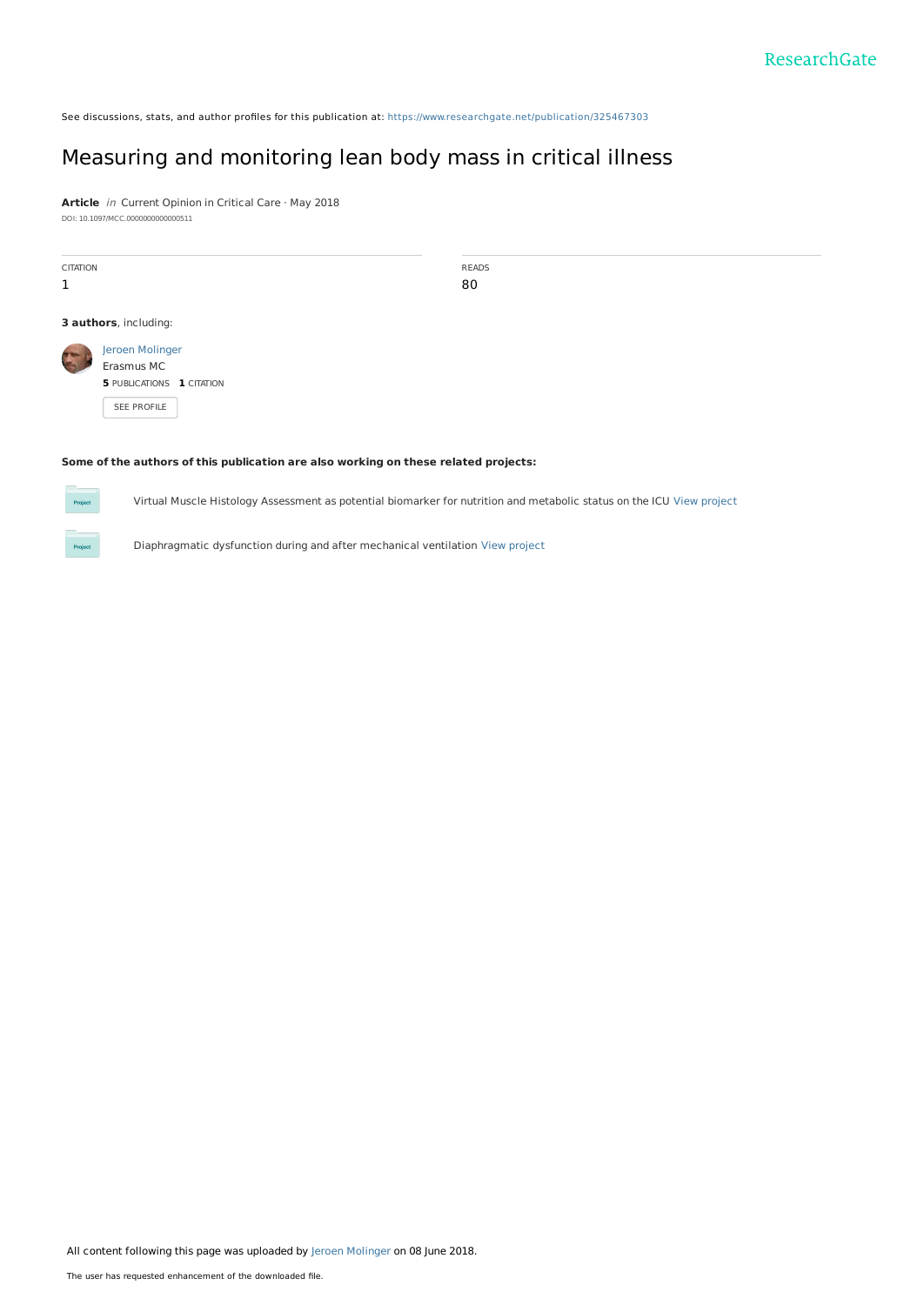See discussions, stats, and author profiles for this publication at: https://www.researchgate.net/publication/325467303

# Measuring and monitoring lean body mass in critical illness

**Article** *in* Current Opinion in Critical Care · May 2018

DOI: 10.1097/MCC.0000000000000511

| CITATION | READS |
| --- | --- |
| 1 | 80 |

**3 authors**, including:

Jeroen Molinger
Erasmus MC
**5** PUBLICATIONS **1** CITATION

SEE PROFILE

**Some of the authors of this publication are also working on these related projects:**

Virtual Muscle Histology Assessment as potential biomarker for nutrition and metabolic status on the ICU View project

Diaphragmatic dysfunction during and after mechanical ventilation View project

All content following this page was uploaded by Jeroen Molinger on 08 June 2018.

The user has requested enhancement of the downloaded file.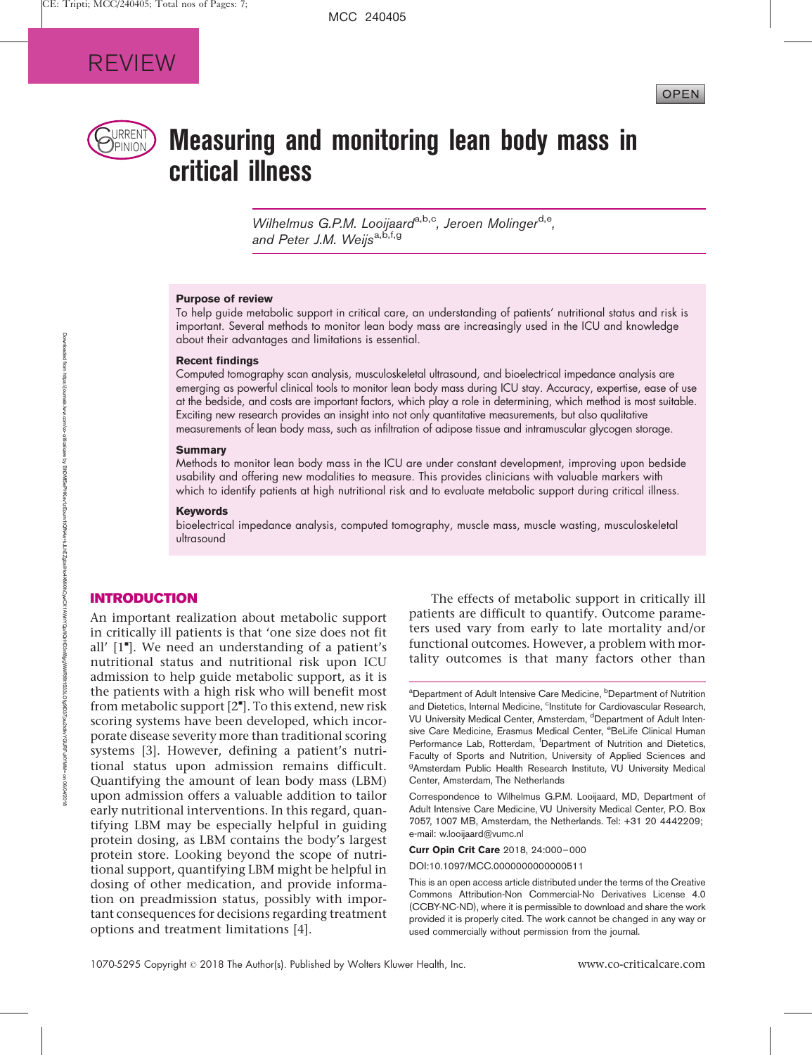REVIEW

OPEN

CURRENT OPINION

# Measuring and monitoring lean body mass in critical illness

*Wilhelmus G.P.M. Looijaard*[a,b,c], *Jeroen Molinger*[d,e], *and Peter J.M. Weijs*[a,b,f,g]

### Purpose of review

To help guide metabolic support in critical care, an understanding of patients' nutritional status and risk is important. Several methods to monitor lean body mass are increasingly used in the ICU and knowledge about their advantages and limitations is essential.

### Recent findings

Computed tomography scan analysis, musculoskeletal ultrasound, and bioelectrical impedance analysis are emerging as powerful clinical tools to monitor lean body mass during ICU stay. Accuracy, expertise, ease of use at the bedside, and costs are important factors, which play a role in determining, which method is most suitable. Exciting new research provides an insight into not only quantitative measurements, but also qualitative measurements of lean body mass, such as infiltration of adipose tissue and intramuscular glycogen storage.

### Summary

Methods to monitor lean body mass in the ICU are under constant development, improving upon bedside usability and offering new modalities to measure. This provides clinicians with valuable markers with which to identify patients at high nutritional risk and to evaluate metabolic support during critical illness.

### Keywords

bioelectrical impedance analysis, computed tomography, muscle mass, muscle wasting, musculoskeletal ultrasound

## INTRODUCTION

An important realization about metabolic support in critically ill patients is that 'one size does not fit all' [1▪]. We need an understanding of a patient's nutritional status and nutritional risk upon ICU admission to help guide metabolic support, as it is the patients with a high risk who will benefit most from metabolic support [2▪]. To this extend, new risk scoring systems have been developed, which incorporate disease severity more than traditional scoring systems [3]. However, defining a patient's nutritional status upon admission remains difficult. Quantifying the amount of lean body mass (LBM) upon admission offers a valuable addition to tailor early nutritional interventions. In this regard, quantifying LBM may be especially helpful in guiding protein dosing, as LBM contains the body's largest protein store. Looking beyond the scope of nutritional support, quantifying LBM might be helpful in dosing of other medication, and provide information on preadmission status, possibly with important consequences for decisions regarding treatment options and treatment limitations [4].

The effects of metabolic support in critically ill patients are difficult to quantify. Outcome parameters used vary from early to late mortality and/or functional outcomes. However, a problem with mortality outcomes is that many factors other than

[a]Department of Adult Intensive Care Medicine, [b]Department of Nutrition and Dietetics, Internal Medicine, [c]Institute for Cardiovascular Research, VU University Medical Center, Amsterdam, [d]Department of Adult Intensive Care Medicine, Erasmus Medical Center, [e]BeLife Clinical Human Performance Lab, Rotterdam, [f]Department of Nutrition and Dietetics, Faculty of Sports and Nutrition, University of Applied Sciences and [g]Amsterdam Public Health Research Institute, VU University Medical Center, Amsterdam, The Netherlands

Correspondence to Wilhelmus G.P.M. Looijaard, MD, Department of Adult Intensive Care Medicine, VU University Medical Center, P.O. Box 7057, 1007 MB, Amsterdam, the Netherlands. Tel: +31 20 4442209; e-mail: w.looijaard@vumc.nl

**Curr Opin Crit Care** 2018, 24:000–000

DOI:10.1097/MCC.0000000000000511

This is an open access article distributed under the terms of the Creative Commons Attribution-Non Commercial-No Derivatives License 4.0 (CCBY-NC-ND), where it is permissible to download and share the work provided it is properly cited. The work cannot be changed in any way or used commercially without permission from the journal.

1070-5295 Copyright © 2018 The Author(s). Published by Wolters Kluwer Health, Inc.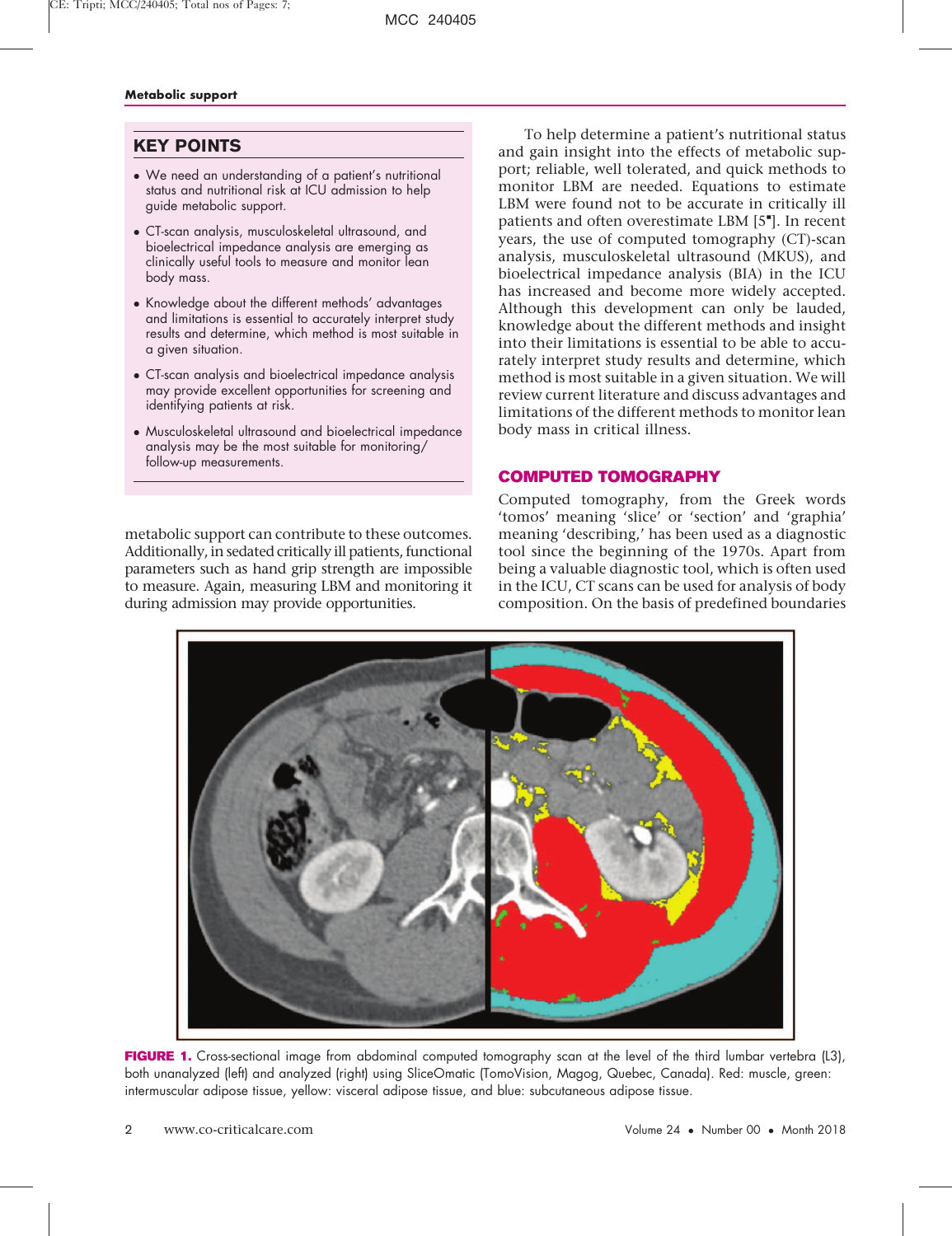## KEY POINTS

- We need an understanding of a patient's nutritional status and nutritional risk at ICU admission to help guide metabolic support.
- CT-scan analysis, musculoskeletal ultrasound, and bioelectrical impedance analysis are emerging as clinically useful tools to measure and monitor lean body mass.
- Knowledge about the different methods' advantages and limitations is essential to accurately interpret study results and determine, which method is most suitable in a given situation.
- CT-scan analysis and bioelectrical impedance analysis may provide excellent opportunities for screening and identifying patients at risk.
- Musculoskeletal ultrasound and bioelectrical impedance analysis may be the most suitable for monitoring/follow-up measurements.

metabolic support can contribute to these outcomes. Additionally, in sedated critically ill patients, functional parameters such as hand grip strength are impossible to measure. Again, measuring LBM and monitoring it during admission may provide opportunities.

To help determine a patient's nutritional status and gain insight into the effects of metabolic support; reliable, well tolerated, and quick methods to monitor LBM are needed. Equations to estimate LBM were found not to be accurate in critically ill patients and often overestimate LBM [5▪]. In recent years, the use of computed tomography (CT)-scan analysis, musculoskeletal ultrasound (MKUS), and bioelectrical impedance analysis (BIA) in the ICU has increased and become more widely accepted. Although this development can only be lauded, knowledge about the different methods and insight into their limitations is essential to be able to accurately interpret study results and determine, which method is most suitable in a given situation. We will review current literature and discuss advantages and limitations of the different methods to monitor lean body mass in critical illness.

## COMPUTED TOMOGRAPHY

Computed tomography, from the Greek words 'tomos' meaning 'slice' or 'section' and 'graphia' meaning 'describing,' has been used as a diagnostic tool since the beginning of the 1970s. Apart from being a valuable diagnostic tool, which is often used in the ICU, CT scans can be used for analysis of body composition. On the basis of predefined boundaries

**FIGURE 1.** Cross-sectional image from abdominal computed tomography scan at the level of the third lumbar vertebra (L3), both unanalyzed (left) and analyzed (right) using SliceOmatic (TomoVision, Magog, Quebec, Canada). Red: muscle, green: intermuscular adipose tissue, yellow: visceral adipose tissue, and blue: subcutaneous adipose tissue.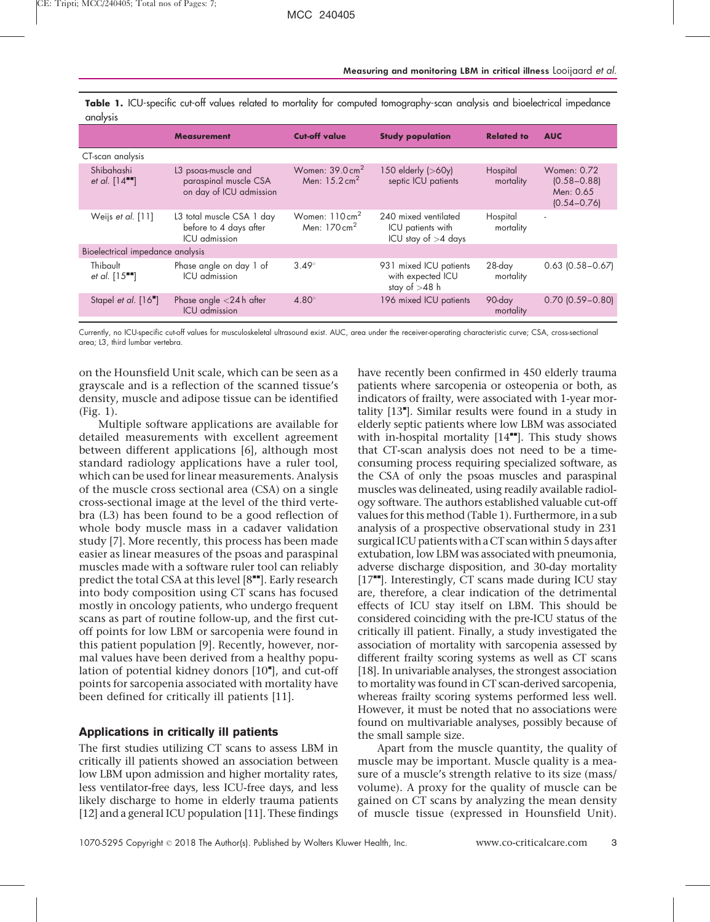**Table 1.** ICU-specific cut-off values related to mortality for computed tomography-scan analysis and bioelectrical impedance analysis

| | Measurement | Cut-off value | Study population | Related to | AUC |
|---|---|---|---|---|---|
| CT-scan analysis | | | | | |
| Shibahashi *et al.* [14▪▪] | L3 psoas-muscle and paraspinal muscle CSA on day of ICU admission | Women: 39.0 $cm^2$ Men: 15.2 $cm^2$ | 150 elderly (>60y) septic ICU patients | Hospital mortality | Women: 0.72 (0.58–0.88) Men: 0.65 (0.54–0.76) |
| Weijs *et al.* [11] | L3 total muscle CSA 1 day before to 4 days after ICU admission | Women: 110 $cm^2$ Men: 170 $cm^2$ | 240 mixed ventilated ICU patients with ICU stay of >4 days | Hospital mortality | - |
| Bioelectrical impedance analysis | | | | | |
| Thibault *et al.* [15▪▪] | Phase angle on day 1 of ICU admission | 3.49° | 931 mixed ICU patients with expected ICU stay of >48 h | 28-day mortality | 0.63 (0.58–0.67) |
| Stapel *et al.* [16▪] | Phase angle <24 h after ICU admission | 4.80° | 196 mixed ICU patients | 90-day mortality | 0.70 (0.59–0.80) |

Currently, no ICU-specific cut-off values for musculoskeletal ultrasound exist. AUC, area under the receiver-operating characteristic curve; CSA, cross-sectional area; L3, third lumbar vertebra.

on the Hounsfield Unit scale, which can be seen as a grayscale and is a reflection of the scanned tissue's density, muscle and adipose tissue can be identified (Fig. 1).

Multiple software applications are available for detailed measurements with excellent agreement between different applications [6], although most standard radiology applications have a ruler tool, which can be used for linear measurements. Analysis of the muscle cross sectional area (CSA) on a single cross-sectional image at the level of the third vertebra (L3) has been found to be a good reflection of whole body muscle mass in a cadaver validation study [7]. More recently, this process has been made easier as linear measures of the psoas and paraspinal muscles made with a software ruler tool can reliably predict the total CSA at this level [8▪▪]. Early research into body composition using CT scans has focused mostly in oncology patients, who undergo frequent scans as part of routine follow-up, and the first cut-off points for low LBM or sarcopenia were found in this patient population [9]. Recently, however, normal values have been derived from a healthy population of potential kidney donors [10▪], and cut-off points for sarcopenia associated with mortality have been defined for critically ill patients [11].

## Applications in critically ill patients

The first studies utilizing CT scans to assess LBM in critically ill patients showed an association between low LBM upon admission and higher mortality rates, less ventilator-free days, less ICU-free days, and less likely discharge to home in elderly trauma patients [12] and a general ICU population [11]. These findings have recently been confirmed in 450 elderly trauma patients where sarcopenia or osteopenia or both, as indicators of frailty, were associated with 1-year mortality [13▪]. Similar results were found in a study in elderly septic patients where low LBM was associated with in-hospital mortality [14▪▪]. This study shows that CT-scan analysis does not need to be a time-consuming process requiring specialized software, as the CSA of only the psoas muscles and paraspinal muscles was delineated, using readily available radiology software. The authors established valuable cut-off values for this method (Table 1). Furthermore, in a sub analysis of a prospective observational study in 231 surgical ICU patients with a CT scan within 5 days after extubation, low LBM was associated with pneumonia, adverse discharge disposition, and 30-day mortality [17▪▪]. Interestingly, CT scans made during ICU stay are, therefore, a clear indication of the detrimental effects of ICU stay itself on LBM. This should be considered coinciding with the pre-ICU status of the critically ill patient. Finally, a study investigated the association of mortality with sarcopenia assessed by different frailty scoring systems as well as CT scans [18]. In univariable analyses, the strongest association to mortality was found in CT scan-derived sarcopenia, whereas frailty scoring systems performed less well. However, it must be noted that no associations were found on multivariable analyses, possibly because of the small sample size.

Apart from the muscle quantity, the quality of muscle may be important. Muscle quality is a measure of a muscle's strength relative to its size (mass/volume). A proxy for the quality of muscle can be gained on CT scans by analyzing the mean density of muscle tissue (expressed in Hounsfield Unit).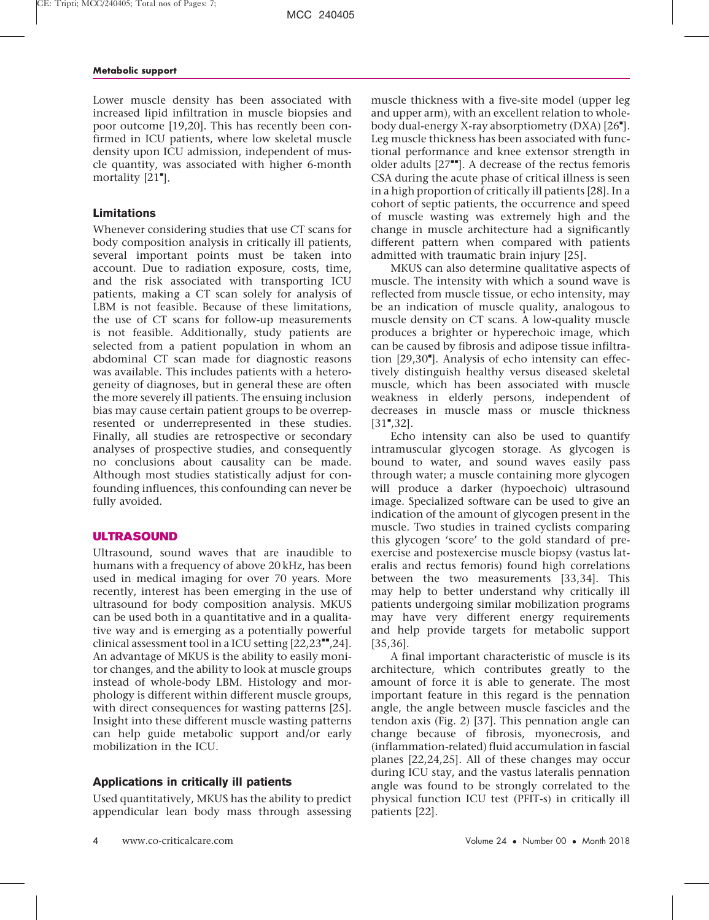Lower muscle density has been associated with increased lipid infiltration in muscle biopsies and poor outcome [19,20]. This has recently been confirmed in ICU patients, where low skeletal muscle density upon ICU admission, independent of muscle quantity, was associated with higher 6-month mortality [21▪].

### Limitations

Whenever considering studies that use CT scans for body composition analysis in critically ill patients, several important points must be taken into account. Due to radiation exposure, costs, time, and the risk associated with transporting ICU patients, making a CT scan solely for analysis of LBM is not feasible. Because of these limitations, the use of CT scans for follow-up measurements is not feasible. Additionally, study patients are selected from a patient population in whom an abdominal CT scan made for diagnostic reasons was available. This includes patients with a heterogeneity of diagnoses, but in general these are often the more severely ill patients. The ensuing inclusion bias may cause certain patient groups to be overrepresented or underrepresented in these studies. Finally, all studies are retrospective or secondary analyses of prospective studies, and consequently no conclusions about causality can be made. Although most studies statistically adjust for confounding influences, this confounding can never be fully avoided.

## ULTRASOUND

Ultrasound, sound waves that are inaudible to humans with a frequency of above 20 kHz, has been used in medical imaging for over 70 years. More recently, interest has been emerging in the use of ultrasound for body composition analysis. MKUS can be used both in a quantitative and in a qualitative way and is emerging as a potentially powerful clinical assessment tool in a ICU setting [22,23▪▪,24]. An advantage of MKUS is the ability to easily monitor changes, and the ability to look at muscle groups instead of whole-body LBM. Histology and morphology is different within different muscle groups, with direct consequences for wasting patterns [25]. Insight into these different muscle wasting patterns can help guide metabolic support and/or early mobilization in the ICU.

### Applications in critically ill patients

Used quantitatively, MKUS has the ability to predict appendicular lean body mass through assessing muscle thickness with a five-site model (upper leg and upper arm), with an excellent relation to whole-body dual-energy X-ray absorptiometry (DXA) [26▪]. Leg muscle thickness has been associated with functional performance and knee extensor strength in older adults [27▪▪]. A decrease of the rectus femoris CSA during the acute phase of critical illness is seen in a high proportion of critically ill patients [28]. In a cohort of septic patients, the occurrence and speed of muscle wasting was extremely high and the change in muscle architecture had a significantly different pattern when compared with patients admitted with traumatic brain injury [25].

MKUS can also determine qualitative aspects of muscle. The intensity with which a sound wave is reflected from muscle tissue, or echo intensity, may be an indication of muscle quality, analogous to muscle density on CT scans. A low-quality muscle produces a brighter or hyperechoic image, which can be caused by fibrosis and adipose tissue infiltration [29,30▪]. Analysis of echo intensity can effectively distinguish healthy versus diseased skeletal muscle, which has been associated with muscle weakness in elderly persons, independent of decreases in muscle mass or muscle thickness [31▪,32].

Echo intensity can also be used to quantify intramuscular glycogen storage. As glycogen is bound to water, and sound waves easily pass through water; a muscle containing more glycogen will produce a darker (hypoechoic) ultrasound image. Specialized software can be used to give an indication of the amount of glycogen present in the muscle. Two studies in trained cyclists comparing this glycogen 'score' to the gold standard of pre-exercise and postexercise muscle biopsy (vastus lateralis and rectus femoris) found high correlations between the two measurements [33,34]. This may help to better understand why critically ill patients undergoing similar mobilization programs may have very different energy requirements and help provide targets for metabolic support [35,36].

A final important characteristic of muscle is its architecture, which contributes greatly to the amount of force it is able to generate. The most important feature in this regard is the pennation angle, the angle between muscle fascicles and the tendon axis (Fig. 2) [37]. This pennation angle can change because of fibrosis, myonecrosis, and (inflammation-related) fluid accumulation in fascial planes [22,24,25]. All of these changes may occur during ICU stay, and the vastus lateralis pennation angle was found to be strongly correlated to the physical function ICU test (PFIT-s) in critically ill patients [22].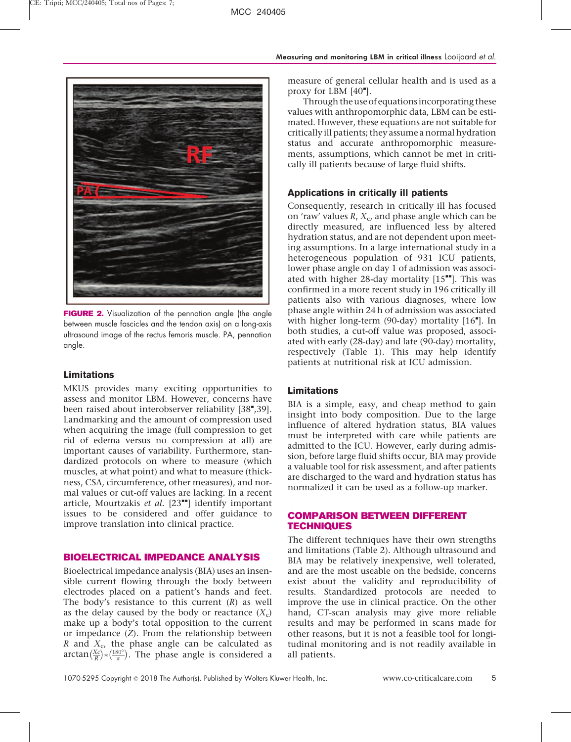FIGURE 2. Visualization of the pennation angle (the angle between muscle fascicles and the tendon axis) on a long-axis ultrasound image of the rectus femoris muscle. PA, pennation angle.

### Limitations

MKUS provides many exciting opportunities to assess and monitor LBM. However, concerns have been raised about interobserver reliability [38▪,39]. Landmarking and the amount of compression used when acquiring the image (full compression to get rid of edema versus no compression at all) are important causes of variability. Furthermore, standardized protocols on where to measure (which muscles, at what point) and what to measure (thickness, CSA, circumference, other measures), and normal values or cut-off values are lacking. In a recent article, Mourtzakis *et al.* [23▪▪] identify important issues to be considered and offer guidance to improve translation into clinical practice.

## BIOELECTRICAL IMPEDANCE ANALYSIS

Bioelectrical impedance analysis (BIA) uses an insensible current flowing through the body between electrodes placed on a patient's hands and feet. The body's resistance to this current ($R$) as well as the delay caused by the body or reactance ($X_c$) make up a body's total opposition to the current or impedance ($Z$). From the relationship between $R$ and $X_c$, the phase angle can be calculated as $\arctan\left(\frac{X_c}{R}\right)*\left(\frac{180^\circ}{\pi}\right)$. The phase angle is considered a measure of general cellular health and is used as a proxy for LBM [40▪].

Through the use of equations incorporating these values with anthropomorphic data, LBM can be estimated. However, these equations are not suitable for critically ill patients; they assume a normal hydration status and accurate anthropomorphic measurements, assumptions, which cannot be met in critically ill patients because of large fluid shifts.

### Applications in critically ill patients

Consequently, research in critically ill has focused on 'raw' values $R$, $X_c$, and phase angle which can be directly measured, are influenced less by altered hydration status, and are not dependent upon meeting assumptions. In a large international study in a heterogeneous population of 931 ICU patients, lower phase angle on day 1 of admission was associated with higher 28-day mortality [15▪▪]. This was confirmed in a more recent study in 196 critically ill patients also with various diagnoses, where low phase angle within 24 h of admission was associated with higher long-term (90-day) mortality [16▪]. In both studies, a cut-off value was proposed, associated with early (28-day) and late (90-day) mortality, respectively (Table 1). This may help identify patients at nutritional risk at ICU admission.

### Limitations

BIA is a simple, easy, and cheap method to gain insight into body composition. Due to the large influence of altered hydration status, BIA values must be interpreted with care while patients are admitted to the ICU. However, early during admission, before large fluid shifts occur, BIA may provide a valuable tool for risk assessment, and after patients are discharged to the ward and hydration status has normalized it can be used as a follow-up marker.

## COMPARISON BETWEEN DIFFERENT TECHNIQUES

The different techniques have their own strengths and limitations (Table 2). Although ultrasound and BIA may be relatively inexpensive, well tolerated, and are the most useable on the bedside, concerns exist about the validity and reproducibility of results. Standardized protocols are needed to improve the use in clinical practice. On the other hand, CT-scan analysis may give more reliable results and may be performed in scans made for other reasons, but it is not a feasible tool for longitudinal monitoring and is not readily available in all patients.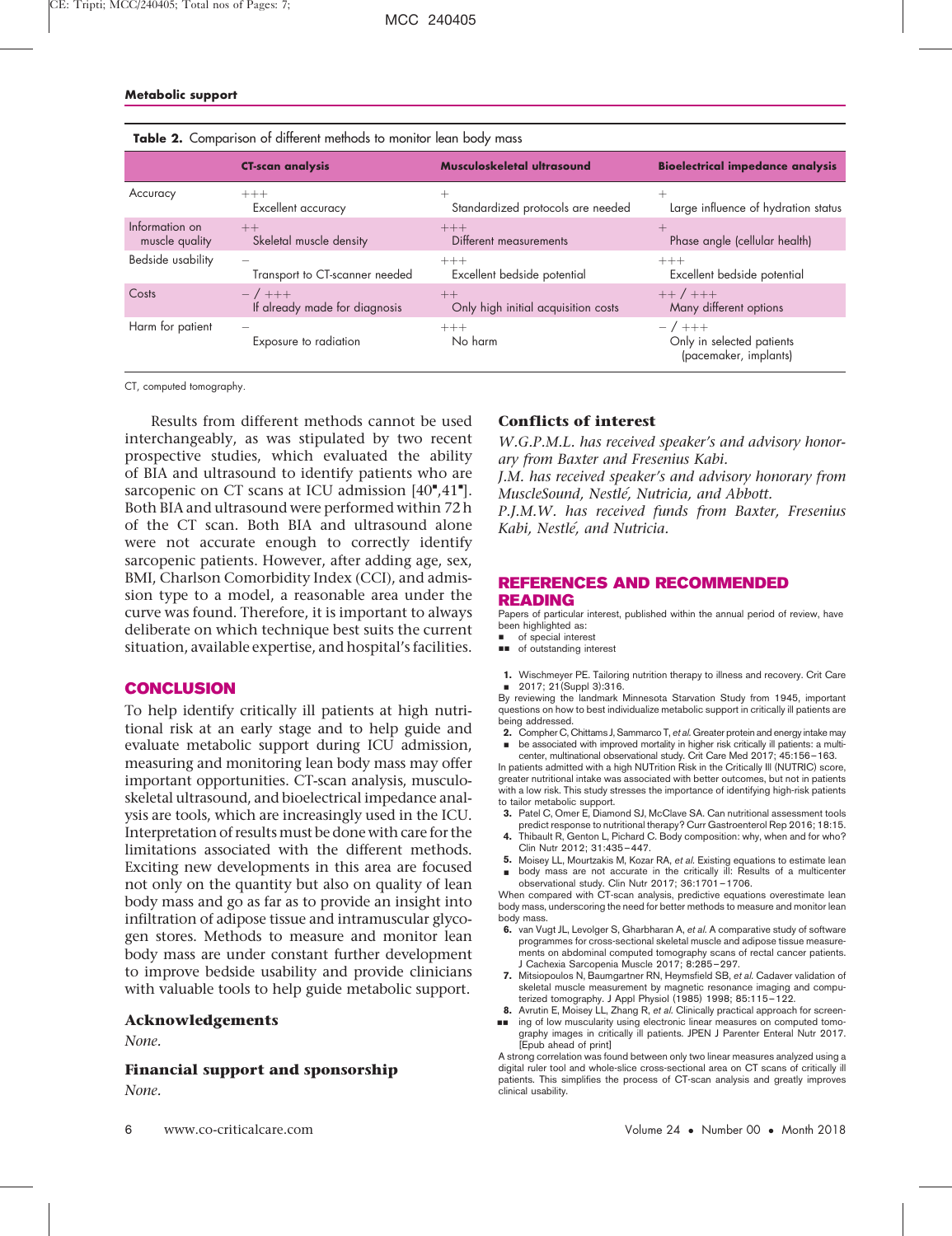**Table 2.** Comparison of different methods to monitor lean body mass

| | CT-scan analysis | Musculoskeletal ultrasound | Bioelectrical impedance analysis |
|---|---|---|---|
| Accuracy | +++ Excellent accuracy | + Standardized protocols are needed | + Large influence of hydration status |
| Information on muscle quality | ++ Skeletal muscle density | +++ Different measurements | + Phase angle (cellular health) |
| Bedside usability | – Transport to CT-scanner needed | +++ Excellent bedside potential | +++ Excellent bedside potential |
| Costs | – / +++ If already made for diagnosis | ++ Only high initial acquisition costs | ++ / +++ Many different options |
| Harm for patient | – Exposure to radiation | +++ No harm | – / +++ Only in selected patients (pacemaker, implants) |

CT, computed tomography.

Results from different methods cannot be used interchangeably, as was stipulated by two recent prospective studies, which evaluated the ability of BIA and ultrasound to identify patients who are sarcopenic on CT scans at ICU admission [40■,41■]. Both BIA and ultrasound were performed within 72 h of the CT scan. Both BIA and ultrasound alone were not accurate enough to correctly identify sarcopenic patients. However, after adding age, sex, BMI, Charlson Comorbidity Index (CCI), and admission type to a model, a reasonable area under the curve was found. Therefore, it is important to always deliberate on which technique best suits the current situation, available expertise, and hospital's facilities.

## CONCLUSION

To help identify critically ill patients at high nutritional risk at an early stage and to help guide and evaluate metabolic support during ICU admission, measuring and monitoring lean body mass may offer important opportunities. CT-scan analysis, musculoskeletal ultrasound, and bioelectrical impedance analysis are tools, which are increasingly used in the ICU. Interpretation of results must be done with care for the limitations associated with the different methods. Exciting new developments in this area are focused not only on the quantity but also on quality of lean body mass and go as far as to provide an insight into infiltration of adipose tissue and intramuscular glycogen stores. Methods to measure and monitor lean body mass are under constant further development to improve bedside usability and provide clinicians with valuable tools to help guide metabolic support.

### Acknowledgements

*None.*

### Financial support and sponsorship

*None.*

### Conflicts of interest

*W.G.P.M.L. has received speaker's and advisory honorary from Baxter and Fresenius Kabi.*

*J.M. has received speaker's and advisory honorary from MuscleSound, Nestlé, Nutricia, and Abbott.*

*P.J.M.W. has received funds from Baxter, Fresenius Kabi, Nestlé, and Nutricia.*

## REFERENCES AND RECOMMENDED READING

Papers of particular interest, published within the annual period of review, have been highlighted as:

■ of special interest

■■ of outstanding interest

1. ■ Wischmeyer PE. Tailoring nutrition therapy to illness and recovery. Crit Care 2017; 21(Suppl 3):316.

By reviewing the landmark Minnesota Starvation Study from 1945, important questions on how to best individualize metabolic support in critically ill patients are being addressed.

2. ■ Compher C, Chittams J, Sammarco T, *et al.* Greater protein and energy intake may be associated with improved mortality in higher risk critically ill patients: a multicenter, multinational observational study. Crit Care Med 2017; 45:156–163.

In patients admitted with a high NUTrition Risk in the Critically Ill (NUTRIC) score, greater nutritional intake was associated with better outcomes, but not in patients with a low risk. This study stresses the importance of identifying high-risk patients to tailor metabolic support.

3. Patel C, Omer E, Diamond SJ, McClave SA. Can nutritional assessment tools predict response to nutritional therapy? Curr Gastroenterol Rep 2016; 18:15.
4. Thibault R, Genton L, Pichard C. Body composition: why, when and for who? Clin Nutr 2012; 31:435–447.
5. ■ Moisey LL, Mourtzakis M, Kozar RA, *et al.* Existing equations to estimate lean body mass are not accurate in the critically ill: Results of a multicenter observational study. Clin Nutr 2017; 36:1701–1706.

When compared with CT-scan analysis, predictive equations overestimate lean body mass, underscoring the need for better methods to measure and monitor lean body mass.

6. van Vugt JL, Levolger S, Gharbharan A, *et al.* A comparative study of software programmes for cross-sectional skeletal muscle and adipose tissue measurements on abdominal computed tomography scans of rectal cancer patients. J Cachexia Sarcopenia Muscle 2017; 8:285–297.
7. Mitsiopoulos N, Baumgartner RN, Heymsfield SB, *et al.* Cadaver validation of skeletal muscle measurement by magnetic resonance imaging and computerized tomography. J Appl Physiol (1985) 1998; 85:115–122.
8. ■■ Avrutin E, Moisey LL, Zhang R, *et al.* Clinically practical approach for screening of low muscularity using electronic linear measures on computed tomography images in critically ill patients. JPEN J Parenter Enteral Nutr 2017. [Epub ahead of print]

A strong correlation was found between only two linear measures analyzed using a digital ruler tool and whole-slice cross-sectional area on CT scans of critically ill patients. This simplifies the process of CT-scan analysis and greatly improves clinical usability.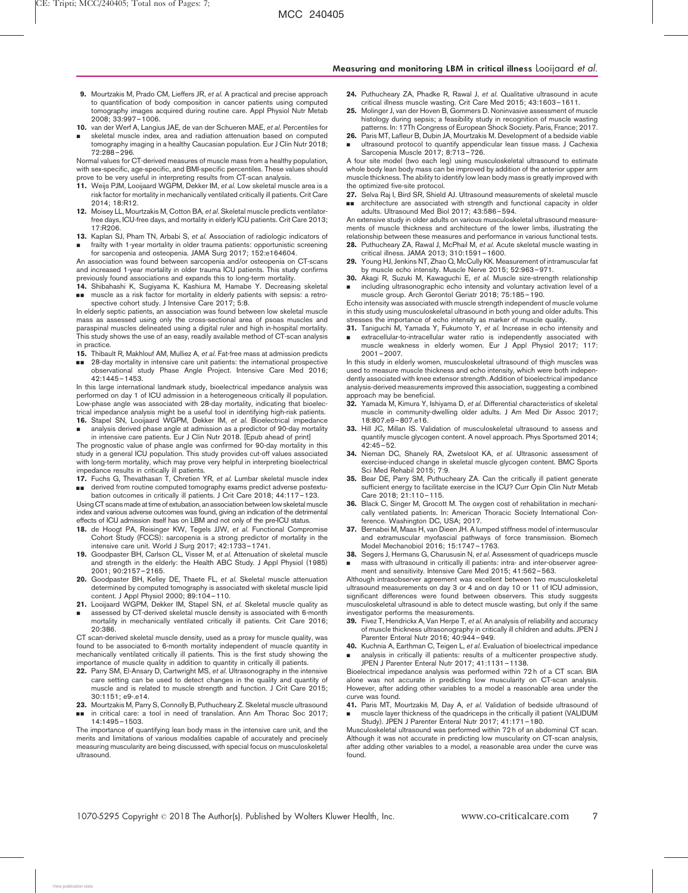9. Mourtzakis M, Prado CM, Lieffers JR, *et al.* A practical and precise approach to quantification of body composition in cancer patients using computed tomography images acquired during routine care. Appl Physiol Nutr Metab 2008; 33:997–1006.

10. ▪ van der Werf A, Langius JAE, de van der Schueren MAE, *et al.* Percentiles for skeletal muscle index, area and radiation attenuation based on computed tomography imaging in a healthy Caucasian population. Eur J Clin Nutr 2018; 72:288–296.

Normal values for CT-derived measures of muscle mass from a healthy population, with sex-specific, age-specific, and BMI-specific percentiles. These values should prove to be very useful in interpreting results from CT-scan analysis.

11. Weijs PJM, Looijaard WGPM, Dekker IM, *et al.* Low skeletal muscle area is a risk factor for mortality in mechanically ventilated critically ill patients. Crit Care 2014; 18:R12.

12. Moisey LL, Mourtzakis M, Cotton BA, *et al.* Skeletal muscle predicts ventilator-free days, ICU-free days, and mortality in elderly ICU patients. Crit Care 2013; 17:R206.

13. ▪ Kaplan SJ, Pham TN, Arbabi S, *et al.* Association of radiologic indicators of frailty with 1-year mortality in older trauma patients: opportunistic screening for sarcopenia and osteopenia. JAMA Surg 2017; 152:e164604.

An association was found between sarcopenia and/or osteopenia on CT-scans and increased 1-year mortality in older trauma ICU patients. This study confirms previously found associations and expands this to long-term mortality.

14. ▪▪ Shibahashi K, Sugiyama K, Kashiura M, Hamabe Y. Decreasing skeletal muscle as a risk factor for mortality in elderly patients with sepsis: a retrospective cohort study. J Intensive Care 2017; 5:8.

In elderly septic patients, an association was found between low skeletal muscle mass as assessed using only the cross-sectional area of psoas muscles and paraspinal muscles delineated using a digital ruler and high in-hospital mortality. This study shows the use of an easy, readily available method of CT-scan analysis in practice.

15. ▪▪ Thibault R, Makhlouf AM, Mulliez A, *et al.* Fat-free mass at admission predicts 28-day mortality in intensive care unit patients: the international prospective observational study Phase Angle Project. Intensive Care Med 2016; 42:1445–1453.

In this large international landmark study, bioelectrical impedance analysis was performed on day 1 of ICU admission in a heterogeneous critically ill population. Low-phase angle was associated with 28-day mortality, indicating that bioelectrical impedance analysis might be a useful tool in identifying high-risk patients.

16. ▪ Stapel SN, Looijaard WGPM, Dekker IM, *et al.* Bioelectrical impedance analysis derived phase angle at admission as a predictor of 90-day mortality in intensive care patients. Eur J Clin Nutr 2018. [Epub ahead of print]

The prognostic value of phase angle was confirmed for 90-day mortality in this study in a general ICU population. This study provides cut-off values associated with long-term mortality, which may prove very helpful in interpreting bioelectrical impedance results in critically ill patients.

17. ▪▪ Fuchs G, Thevathasan T, Chretien YR, *et al.* Lumbar skeletal muscle index derived from routine computed tomography exams predict adverse postextubation outcomes in critically ill patients. J Crit Care 2018; 44:117–123.

Using CT scans made at time of extubation, an association between low skeletal muscle index and various adverse outcomes was found, giving an indication of the detrimental effects of ICU admission itself has on LBM and not only of the pre-ICU status.

18. de Hoogt PA, Reisinger KW, Tegels JJW, *et al.* Functional Compromise Cohort Study (FCCS): sarcopenia is a strong predictor of mortality in the intensive care unit. World J Surg 2017; 42:1733–1741.

19. Goodpaster BH, Carlson CL, Visser M, *et al.* Attenuation of skeletal muscle and strength in the elderly: the Health ABC Study. J Appl Physiol (1985) 2001; 90:2157–2165.

20. Goodpaster BH, Kelley DE, Thaete FL, *et al.* Skeletal muscle attenuation determined by computed tomography is associated with skeletal muscle lipid content. J Appl Physiol 2000; 89:104–110.

21. ▪ Looijaard WGPM, Dekker IM, Stapel SN, *et al.* Skeletal muscle quality as assessed by CT-derived skeletal muscle density is associated with 6-month mortality in mechanically ventilated critically ill patients. Crit Care 2016; 20:386.

CT scan-derived skeletal muscle density, used as a proxy for muscle quality, was found to be associated to 6-month mortality independent of muscle quantity in mechanically ventilated critically ill patients. This is the first study showing the importance of muscle quality in addition to quantity in critically ill patients.

22. Parry SM, El-Ansary D, Cartwright MS, *et al.* Ultrasonography in the intensive care setting can be used to detect changes in the quality and quantity of muscle and is related to muscle strength and function. J Crit Care 2015; 30:1151; e9-.e14.

23. ▪▪ Mourtzakis M, Parry S, Connolly B, Puthucheary Z. Skeletal muscle ultrasound in critical care: a tool in need of translation. Ann Am Thorac Soc 2017; 14:1495–1503.

The importance of quantifying lean body mass in the intensive care unit, and the merits and limitations of various modalities capable of accurately and precisely measuring muscularity are being discussed, with special focus on musculoskeletal ultrasound.

24. Puthucheary ZA, Phadke R, Rawal J, *et al.* Qualitative ultrasound in acute critical illness muscle wasting. Crit Care Med 2015; 43:1603–1611.

25. Molinger J, van der Hoven B, Gommers D. Noninvasive assessment of muscle histology during sepsis; a feasibility study in recognition of muscle wasting patterns. In: 17Th Congress of European Shock Society. Paris, France; 2017.

26. ▪ Paris MT, Lafleur B, Dubin JA, Mourtzakis M. Development of a bedside viable ultrasound protocol to quantify appendicular lean tissue mass. J Cachexia Sarcopenia Muscle 2017; 8:713–726.

A four site model (two each leg) using musculoskeletal ultrasound to estimate whole body lean body mass can be improved by addition of the anterior upper arm muscle thickness. The ability to identify low lean body mass is greatly improved with the optimized five-site protocol.

27. ▪▪ Selva Raj I, Bird SR, Shield AJ. Ultrasound measurements of skeletal muscle architecture are associated with strength and functional capacity in older adults. Ultrasound Med Biol 2017; 43:586–594.

An extensive study in older adults on various musculoskeletal ultrasound measurements of muscle thickness and architecture of the lower limbs, illustrating the relationship between these measures and performance in various functional tests.

28. Puthucheary ZA, Rawal J, McPhail M, *et al.* Acute skeletal muscle wasting in critical illness. JAMA 2013; 310:1591–1600.

29. Young HJ, Jenkins NT, Zhao Q, McCully KK. Measurement of intramuscular fat by muscle echo intensity. Muscle Nerve 2015; 52:963–971.

30. ▪ Akagi R, Suzuki M, Kawaguchi E, *et al.* Muscle size-strength relationship including ultrasonographic echo intensity and voluntary activation level of a muscle group. Arch Gerontol Geriatr 2018; 75:185–190.

Echo intensity was associated with muscle strength independent of muscle volume in this study using musculoskeletal ultrasound in both young and older adults. This stresses the importance of echo intensity as marker of muscle quality.

31. ▪ Taniguchi M, Yamada Y, Fukumoto Y, *et al.* Increase in echo intensity and extracellular-to-intracellular water ratio is independently associated with muscle weakness in elderly women. Eur J Appl Physiol 2017; 117: 2001–2007.

In this study in elderly women, musculoskeletal ultrasound of thigh muscles was used to measure muscle thickness and echo intensity, which were both independently associated with knee extensor strength. Addition of bioelectrical impedance analysis-derived measurements improved this association, suggesting a combined approach may be beneficial.

32. Yamada M, Kimura Y, Ishiyama D, *et al.* Differential characteristics of skeletal muscle in community-dwelling older adults. J Am Med Dir Assoc 2017; 18:807.e9–807.e16.

33. Hill JC, Millan IS. Validation of musculoskeletal ultrasound to assess and quantify muscle glycogen content. A novel approach. Phys Sportsmed 2014; 42:45–52.

34. Nieman DC, Shanely RA, Zwetsloot KA, *et al.* Ultrasonic assessment of exercise-induced change in skeletal muscle glycogen content. BMC Sports Sci Med Rehabil 2015; 7:9.

35. Bear DE, Parry SM, Puthucheary ZA. Can the critically ill patient generate sufficient energy to facilitate exercise in the ICU? Curr Opin Clin Nutr Metab Care 2018; 21:110–115.

36. Black C, Singer M, Grocott M. The oxygen cost of rehabilitation in mechanically ventilated patients. In: American Thoracic Society International Conference. Washington DC, USA; 2017.

37. Bernabei M, Maas H, van Dieen JH. A lumped stiffness model of intermuscular and extramuscular myofascial pathways of force transmission. Biomech Model Mechanobiol 2016; 15:1747–1763.

38. ▪ Segers J, Hermans G, Charususin N, *et al.* Assessment of quadriceps muscle mass with ultrasound in critically ill patients: intra- and inter-observer agreement and sensitivity. Intensive Care Med 2015; 41:562–563.

Although intrasobserver agreement was excellent between two musculoskeletal ultrasound measurements on day 3 or 4 and on day 10 or 11 of ICU admission, significant differences were found between observers. This study suggests musculoskeletal ultrasound is able to detect muscle wasting, but only if the same investigator performs the measurements.

39. Fivez T, Hendrickx A, Van Herpe T, *et al.* An analysis of reliability and accuracy of muscle thickness ultrasonography in critically ill children and adults. JPEN J Parenter Enteral Nutr 2016; 40:944–949.

40. ▪ Kuchnia A, Earthman C, Teigen L, *et al.* Evaluation of bioelectrical impedance analysis in critically ill patients: results of a multicenter prospective study. JPEN J Parenter Enteral Nutr 2017; 41:1131–1138.

Bioelectrical impedance analysis was performed within 72 h of a CT scan. BIA alone was not accurate in predicting low muscularity on CT-scan analysis. However, after adding other variables to a model a reasonable area under the curve was found.

41. ▪ Paris MT, Mourtzakis M, Day A, *et al.* Validation of bedside ultrasound of muscle layer thickness of the quadriceps in the critically ill patient (VALIDUM Study). JPEN J Parenter Enteral Nutr 2017; 41:171–180.

Musculoskeletal ultrasound was performed within 72 h of an abdominal CT scan. Although it was not accurate in predicting low muscularity on CT-scan analysis, after adding other variables to a model, a reasonable area under the curve was found.